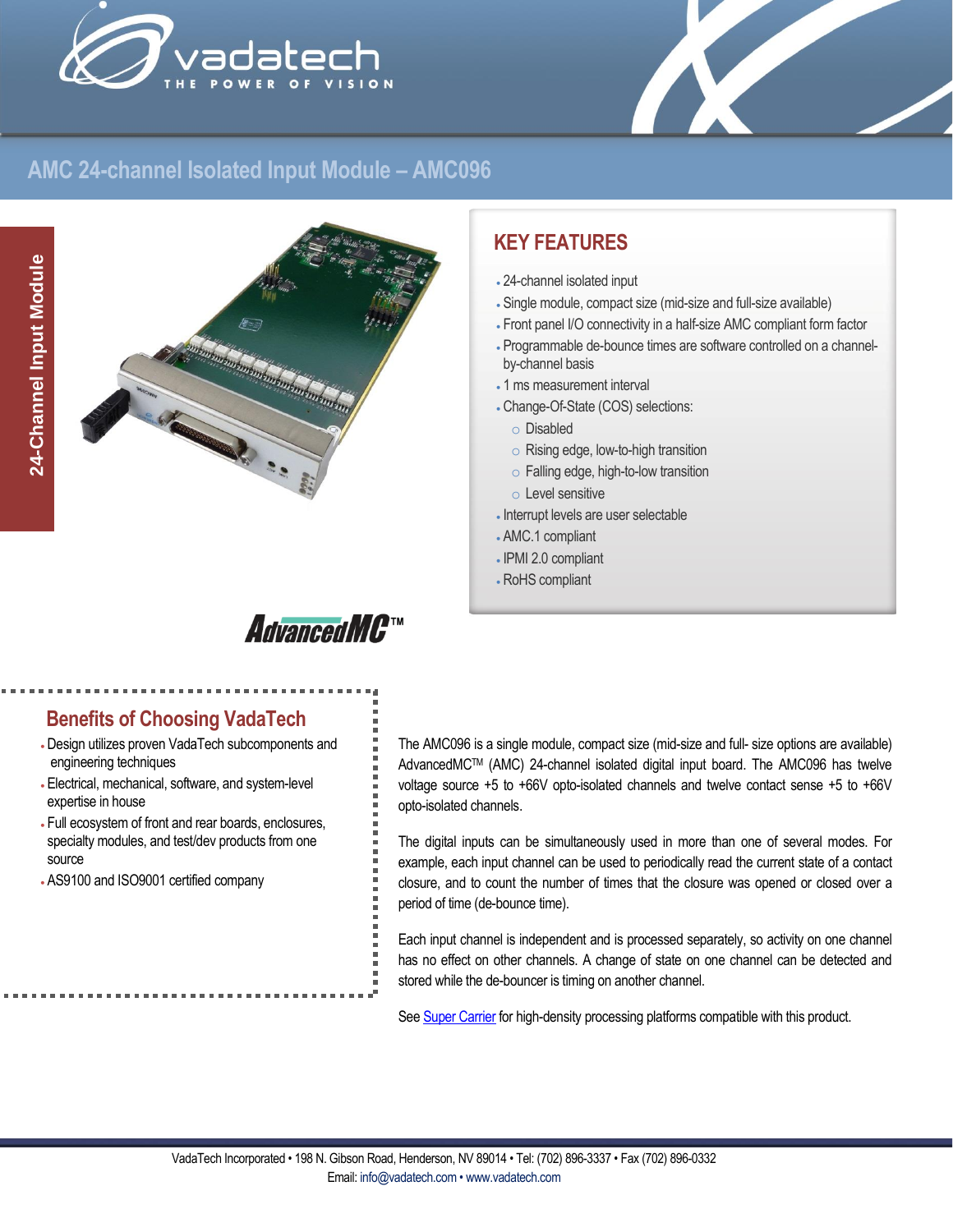# AMC 24-channel Isolated Input Module – AMC096

24-Channel Input Module

## KEY FEATURES

- 24-channel isolated input
- Single module, compact size (mid-size and full-size available)
- Front panel I/O connectivity in a half-size AMC compliant form factor
- Programmable de-bounce times are software controlled on a channel-by-channel basis
- 1 ms measurement interval
- Change-Of-State (COS) selections:
  - Disabled
  - Rising edge, low-to-high transition
  - Falling edge, high-to-low transition
  - Level sensitive
- Interrupt levels are user selectable
- AMC.1 compliant
- IPMI 2.0 compliant
- RoHS compliant

## Benefits of Choosing VadaTech

- Design utilizes proven VadaTech subcomponents and engineering techniques
- Electrical, mechanical, software, and system-level expertise in house
- Full ecosystem of front and rear boards, enclosures, specialty modules, and test/dev products from one source
- AS9100 and ISO9001 certified company

The AMC096 is a single module, compact size (mid-size and full- size options are available) AdvancedMC™ (AMC) 24-channel isolated digital input board. The AMC096 has twelve voltage source +5 to +66V opto-isolated channels and twelve contact sense +5 to +66V opto-isolated channels.

The digital inputs can be simultaneously used in more than one of several modes. For example, each input channel can be used to periodically read the current state of a contact closure, and to count the number of times that the closure was opened or closed over a period of time (de-bounce time).

Each input channel is independent and is processed separately, so activity on one channel has no effect on other channels. A change of state on one channel can be detected and stored while the de-bouncer is timing on another channel.

See Super Carrier for high-density processing platforms compatible with this product.

VadaTech Incorporated • 198 N. Gibson Road, Henderson, NV 89014 • Tel: (702) 896-3337 • Fax (702) 896-0332
Email: info@vadatech.com • www.vadatech.com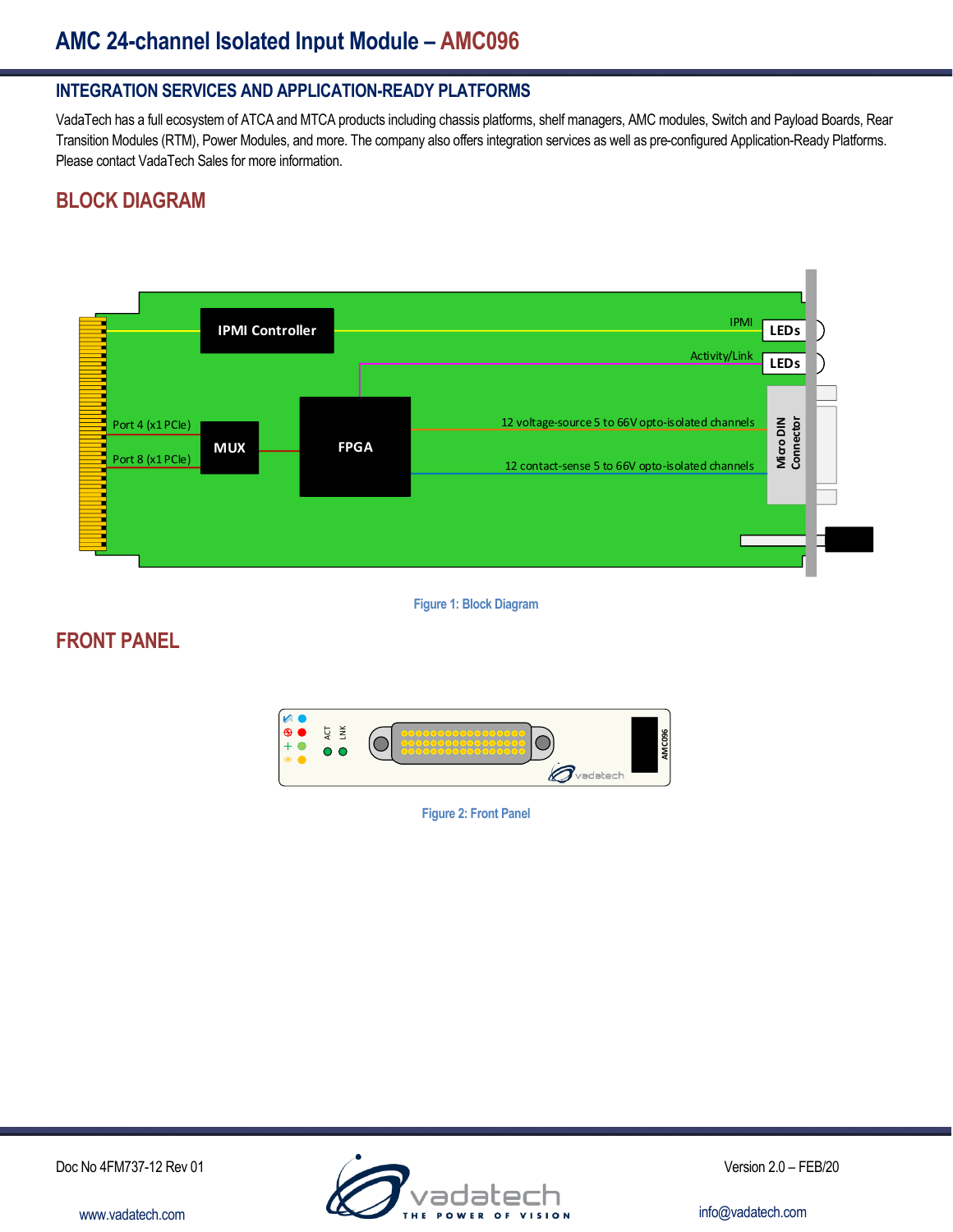## INTEGRATION SERVICES AND APPLICATION-READY PLATFORMS

VadaTech has a full ecosystem of ATCA and MTCA products including chassis platforms, shelf managers, AMC modules, Switch and Payload Boards, Rear Transition Modules (RTM), Power Modules, and more. The company also offers integration services as well as pre-configured Application-Ready Platforms. Please contact VadaTech Sales for more information.

## BLOCK DIAGRAM

Figure 1: Block Diagram

## FRONT PANEL

Figure 2: Front Panel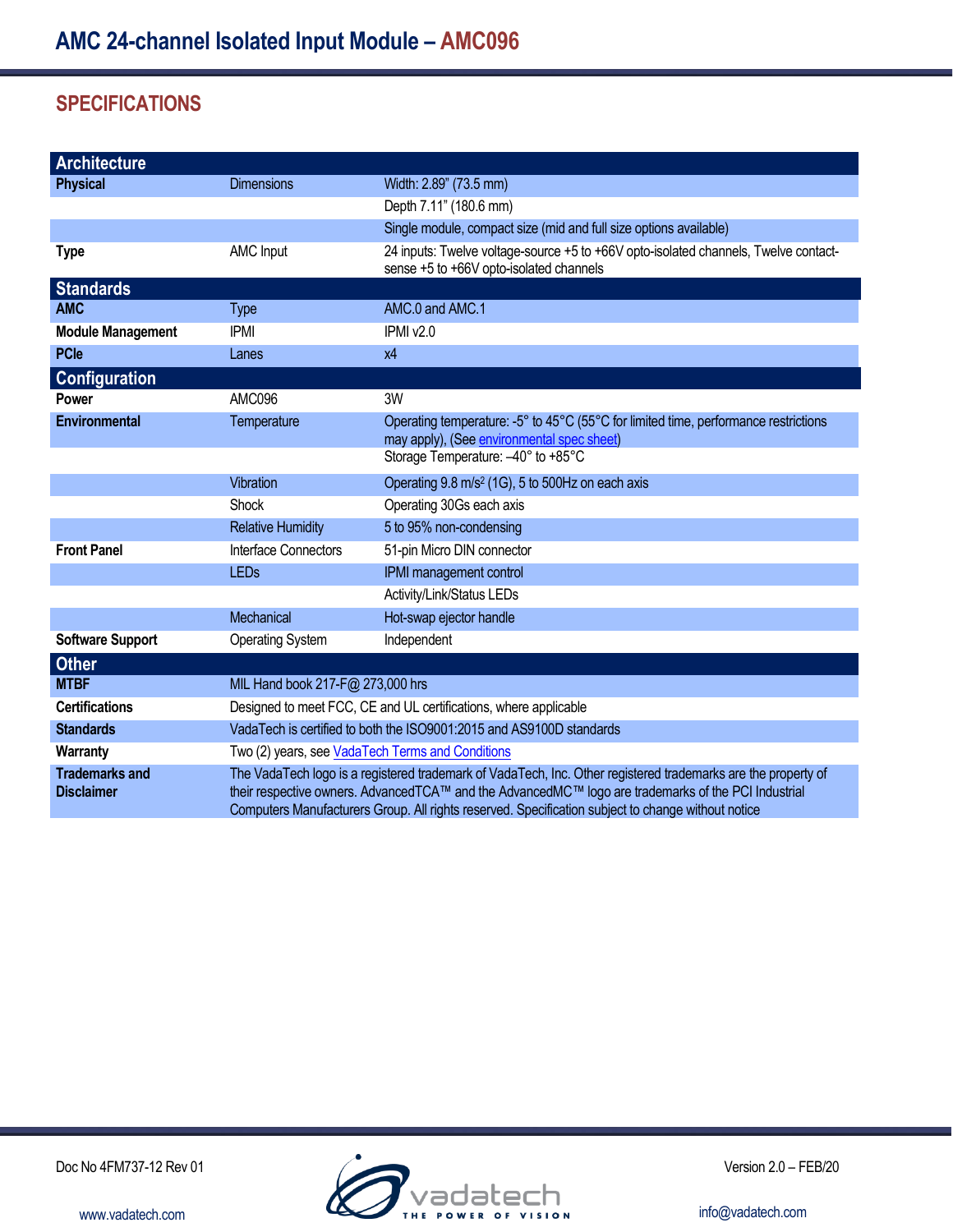## SPECIFICATIONS

| Architecture | | |
|---|---|---|
| **Physical** | Dimensions | Width: 2.89" (73.5 mm) |
| | | Depth 7.11" (180.6 mm) |
| | | Single module, compact size (mid and full size options available) |
| **Type** | AMC Input | 24 inputs: Twelve voltage-source +5 to +66V opto-isolated channels, Twelve contact-sense +5 to +66V opto-isolated channels |
| **Standards** | | |
| **AMC** | Type | AMC.0 and AMC.1 |
| **Module Management** | IPMI | IPMI v2.0 |
| **PCIe** | Lanes | x4 |
| **Configuration** | | |
| **Power** | AMC096 | 3W |
| **Environmental** | Temperature | Operating temperature: -5° to 45°C (55°C for limited time, performance restrictions may apply), (See environmental spec sheet)<br>Storage Temperature: –40° to +85°C |
| | Vibration | Operating 9.8 m/s² (1G), 5 to 500Hz on each axis |
| | Shock | Operating 30Gs each axis |
| | Relative Humidity | 5 to 95% non-condensing |
| **Front Panel** | Interface Connectors | 51-pin Micro DIN connector |
| | LEDs | IPMI management control |
| | | Activity/Link/Status LEDs |
| | Mechanical | Hot-swap ejector handle |
| **Software Support** | Operating System | Independent |

| Other | |
|---|---|
| **MTBF** | MIL Hand book 217-F@ 273,000 hrs |
| **Certifications** | Designed to meet FCC, CE and UL certifications, where applicable |
| **Standards** | VadaTech is certified to both the ISO9001:2015 and AS9100D standards |
| **Warranty** | Two (2) years, see VadaTech Terms and Conditions |
| **Trademarks and Disclaimer** | The VadaTech logo is a registered trademark of VadaTech, Inc. Other registered trademarks are the property of their respective owners. AdvancedTCA™ and the AdvancedMC™ logo are trademarks of the PCI Industrial Computers Manufacturers Group. All rights reserved. Specification subject to change without notice |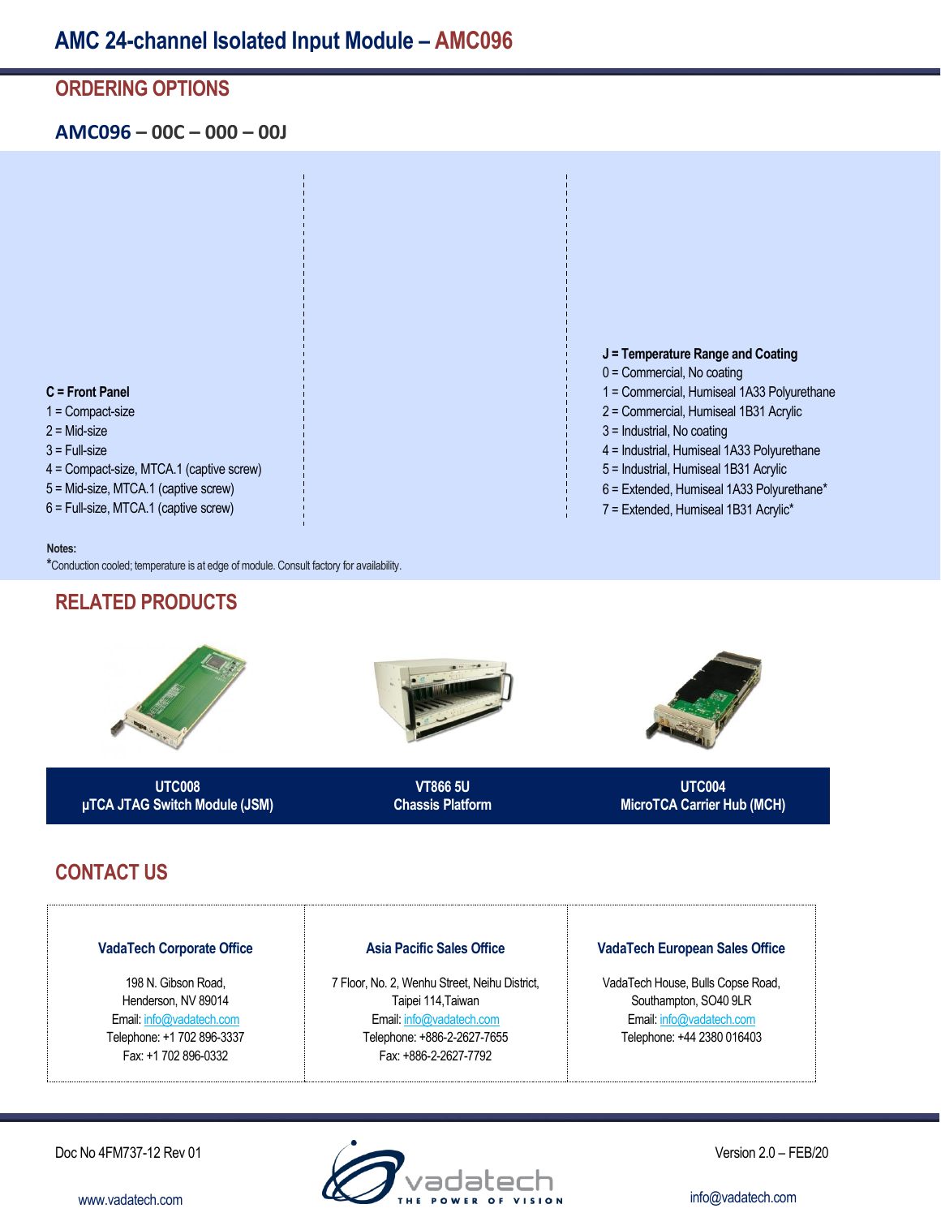## ORDERING OPTIONS

### AMC096 – 00C – 000 – 00J

**C = Front Panel**
1 = Compact-size
2 = Mid-size
3 = Full-size
4 = Compact-size, MTCA.1 (captive screw)
5 = Mid-size, MTCA.1 (captive screw)
6 = Full-size, MTCA.1 (captive screw)

**J = Temperature Range and Coating**
0 = Commercial, No coating
1 = Commercial, Humiseal 1A33 Polyurethane
2 = Commercial, Humiseal 1B31 Acrylic
3 = Industrial, No coating
4 = Industrial, Humiseal 1A33 Polyurethane
5 = Industrial, Humiseal 1B31 Acrylic
6 = Extended, Humiseal 1A33 Polyurethane*
7 = Extended, Humiseal 1B31 Acrylic*

**Notes:**
*Conduction cooled; temperature is at edge of module. Consult factory for availability.

## RELATED PRODUCTS

| UTC008 µTCA JTAG Switch Module (JSM) | VT866 5U Chassis Platform | UTC004 MicroTCA Carrier Hub (MCH) |
|---|---|---|

## CONTACT US

**VadaTech Corporate Office**
198 N. Gibson Road,
Henderson, NV 89014
Email: info@vadatech.com
Telephone: +1 702 896-3337
Fax: +1 702 896-0332

**Asia Pacific Sales Office**
7 Floor, No. 2, Wenhu Street, Neihu District,
Taipei 114,Taiwan
Email: info@vadatech.com
Telephone: +886-2-2627-7655
Fax: +886-2-2627-7792

**VadaTech European Sales Office**
VadaTech House, Bulls Copse Road,
Southampton, SO40 9LR
Email: info@vadatech.com
Telephone: +44 2380 016403

Doc No 4FM737-12 Rev 01

Version 2.0 – FEB/20

www.vadatech.com

info@vadatech.com